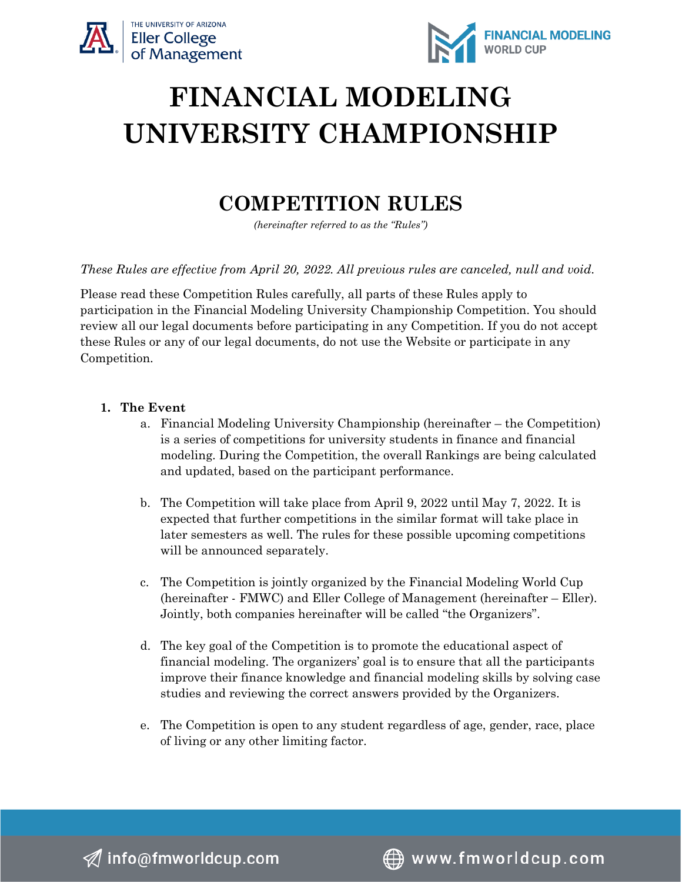# FINANCIAL MODELING UNIVERSITY CHAMPIONSHIP

## COMPETITION RULES

*(hereinafter referred to as the "Rules")*

*These Rules are effective from April 20, 2022. All previous rules are canceled, null and void.*

Please read these Competition Rules carefully, all parts of these Rules apply to participation in the Financial Modeling University Championship Competition. You should review all our legal documents before participating in any Competition. If you do not accept these Rules or any of our legal documents, do not use the Website or participate in any Competition.

1. **The Event**
   a. Financial Modeling University Championship (hereinafter – the Competition) is a series of competitions for university students in finance and financial modeling. During the Competition, the overall Rankings are being calculated and updated, based on the participant performance.

   b. The Competition will take place from April 9, 2022 until May 7, 2022. It is expected that further competitions in the similar format will take place in later semesters as well. The rules for these possible upcoming competitions will be announced separately.

   c. The Competition is jointly organized by the Financial Modeling World Cup (hereinafter - FMWC) and Eller College of Management (hereinafter – Eller). Jointly, both companies hereinafter will be called "the Organizers".

   d. The key goal of the Competition is to promote the educational aspect of financial modeling. The organizers' goal is to ensure that all the participants improve their finance knowledge and financial modeling skills by solving case studies and reviewing the correct answers provided by the Organizers.

   e. The Competition is open to any student regardless of age, gender, race, place of living or any other limiting factor.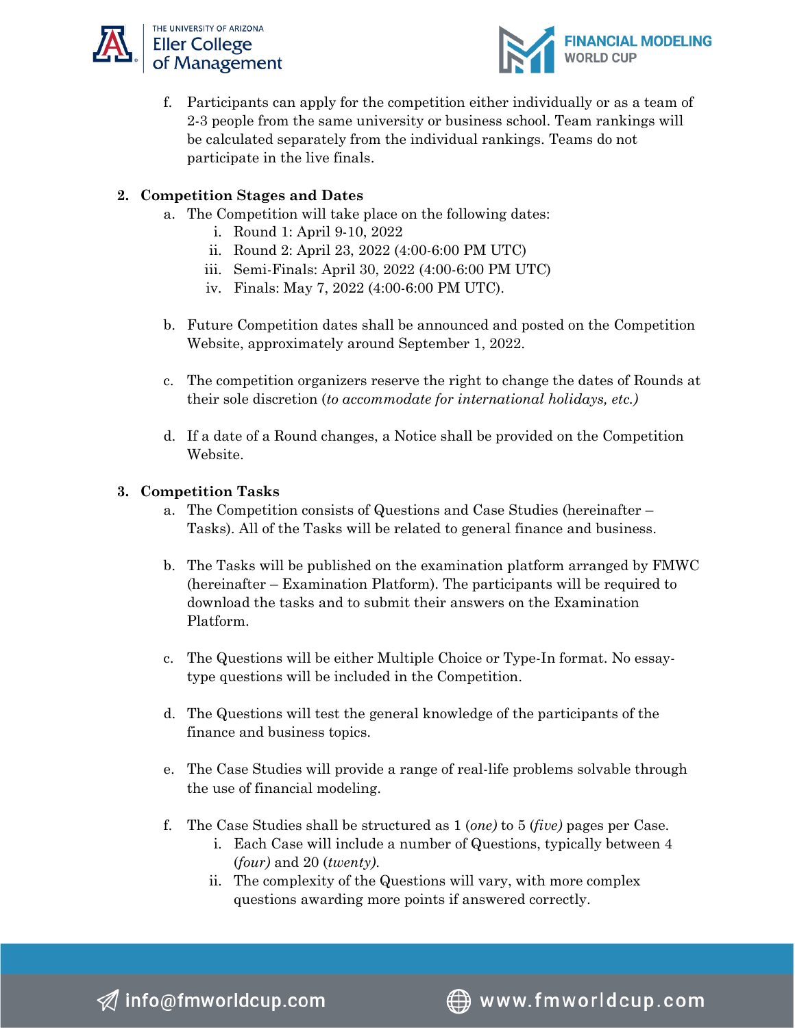f. Participants can apply for the competition either individually or as a team of 2-3 people from the same university or business school. Team rankings will be calculated separately from the individual rankings. Teams do not participate in the live finals.

## 2. Competition Stages and Dates

a. The Competition will take place on the following dates:
   i. Round 1: April 9-10, 2022
   ii. Round 2: April 23, 2022 (4:00-6:00 PM UTC)
   iii. Semi-Finals: April 30, 2022 (4:00-6:00 PM UTC)
   iv. Finals: May 7, 2022 (4:00-6:00 PM UTC).

b. Future Competition dates shall be announced and posted on the Competition Website, approximately around September 1, 2022.

c. The competition organizers reserve the right to change the dates of Rounds at their sole discretion (*to accommodate for international holidays, etc.)*

d. If a date of a Round changes, a Notice shall be provided on the Competition Website.

## 3. Competition Tasks

a. The Competition consists of Questions and Case Studies (hereinafter – Tasks). All of the Tasks will be related to general finance and business.

b. The Tasks will be published on the examination platform arranged by FMWC (hereinafter – Examination Platform). The participants will be required to download the tasks and to submit their answers on the Examination Platform.

c. The Questions will be either Multiple Choice or Type-In format. No essay-type questions will be included in the Competition.

d. The Questions will test the general knowledge of the participants of the finance and business topics.

e. The Case Studies will provide a range of real-life problems solvable through the use of financial modeling.

f. The Case Studies shall be structured as 1 (*one)* to 5 (*five)* pages per Case.
   i. Each Case will include a number of Questions, typically between 4 (*four)* and 20 (*twenty)*.
   ii. The complexity of the Questions will vary, with more complex questions awarding more points if answered correctly.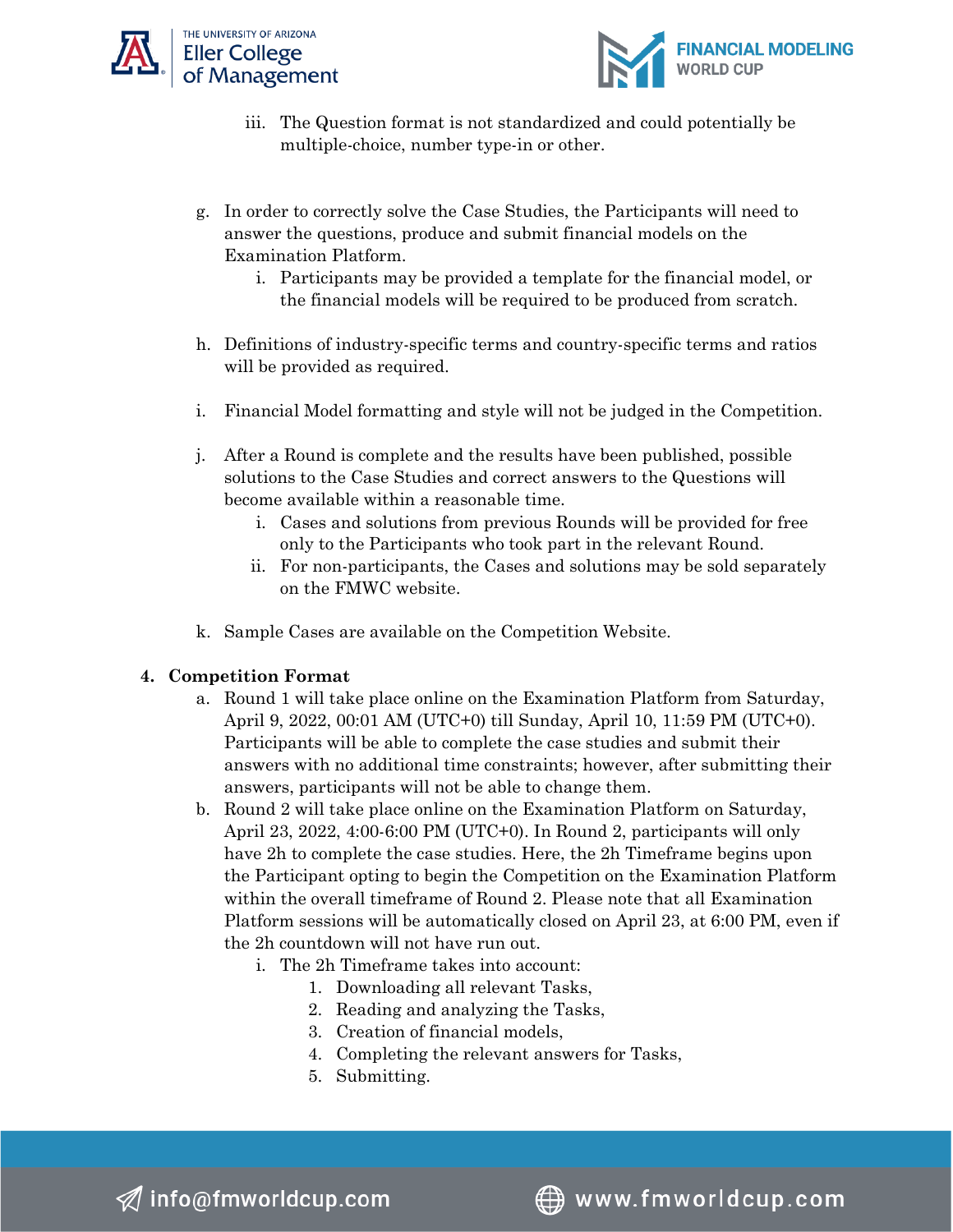iii. The Question format is not standardized and could potentially be multiple-choice, number type-in or other.

g. In order to correctly solve the Case Studies, the Participants will need to answer the questions, produce and submit financial models on the Examination Platform.
   i. Participants may be provided a template for the financial model, or the financial models will be required to be produced from scratch.

h. Definitions of industry-specific terms and country-specific terms and ratios will be provided as required.

i. Financial Model formatting and style will not be judged in the Competition.

j. After a Round is complete and the results have been published, possible solutions to the Case Studies and correct answers to the Questions will become available within a reasonable time.
   i. Cases and solutions from previous Rounds will be provided for free only to the Participants who took part in the relevant Round.
   ii. For non-participants, the Cases and solutions may be sold separately on the FMWC website.

k. Sample Cases are available on the Competition Website.

**4. Competition Format**

a. Round 1 will take place online on the Examination Platform from Saturday, April 9, 2022, 00:01 AM (UTC+0) till Sunday, April 10, 11:59 PM (UTC+0). Participants will be able to complete the case studies and submit their answers with no additional time constraints; however, after submitting their answers, participants will not be able to change them.

b. Round 2 will take place online on the Examination Platform on Saturday, April 23, 2022, 4:00-6:00 PM (UTC+0). In Round 2, participants will only have 2h to complete the case studies. Here, the 2h Timeframe begins upon the Participant opting to begin the Competition on the Examination Platform within the overall timeframe of Round 2. Please note that all Examination Platform sessions will be automatically closed on April 23, at 6:00 PM, even if the 2h countdown will not have run out.
   i. The 2h Timeframe takes into account:
      1. Downloading all relevant Tasks,
      2. Reading and analyzing the Tasks,
      3. Creation of financial models,
      4. Completing the relevant answers for Tasks,
      5. Submitting.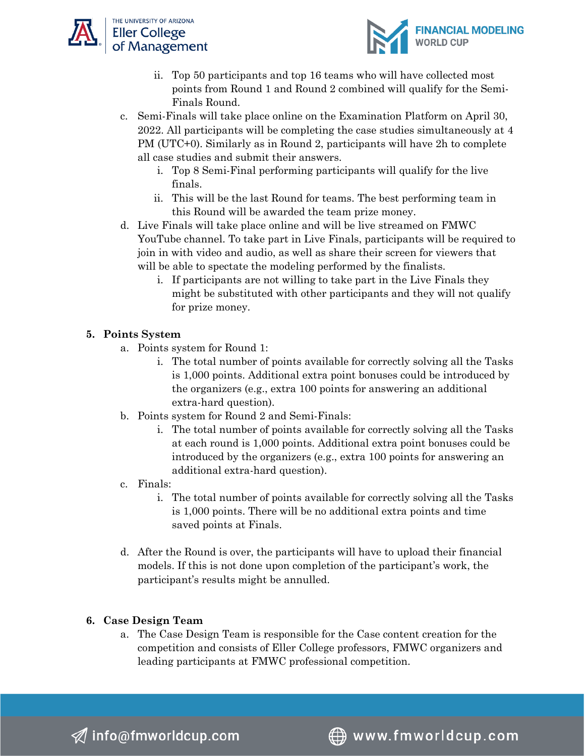ii. Top 50 participants and top 16 teams who will have collected most points from Round 1 and Round 2 combined will qualify for the Semi-Finals Round.

c. Semi-Finals will take place online on the Examination Platform on April 30, 2022. All participants will be completing the case studies simultaneously at 4 PM (UTC+0). Similarly as in Round 2, participants will have 2h to complete all case studies and submit their answers.
    i. Top 8 Semi-Final performing participants will qualify for the live finals.
    ii. This will be the last Round for teams. The best performing team in this Round will be awarded the team prize money.

d. Live Finals will take place online and will be live streamed on FMWC YouTube channel. To take part in Live Finals, participants will be required to join in with video and audio, as well as share their screen for viewers that will be able to spectate the modeling performed by the finalists.
    i. If participants are not willing to take part in the Live Finals they might be substituted with other participants and they will not qualify for prize money.

## 5. Points System

a. Points system for Round 1:
    i. The total number of points available for correctly solving all the Tasks is 1,000 points. Additional extra point bonuses could be introduced by the organizers (e.g., extra 100 points for answering an additional extra-hard question).

b. Points system for Round 2 and Semi-Finals:
    i. The total number of points available for correctly solving all the Tasks at each round is 1,000 points. Additional extra point bonuses could be introduced by the organizers (e.g., extra 100 points for answering an additional extra-hard question).

c. Finals:
    i. The total number of points available for correctly solving all the Tasks is 1,000 points. There will be no additional extra points and time saved points at Finals.

d. After the Round is over, the participants will have to upload their financial models. If this is not done upon completion of the participant's work, the participant's results might be annulled.

## 6. Case Design Team

a. The Case Design Team is responsible for the Case content creation for the competition and consists of Eller College professors, FMWC organizers and leading participants at FMWC professional competition.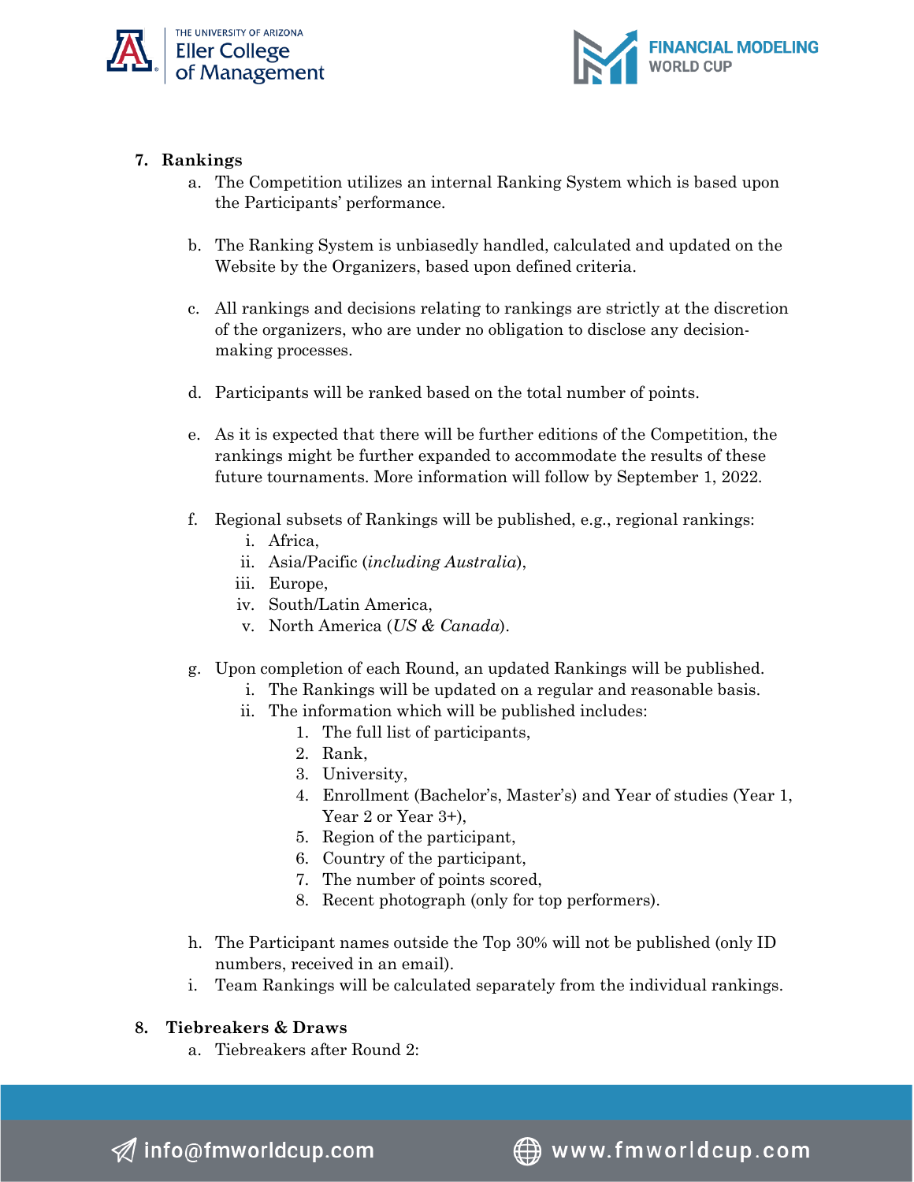## 7. Rankings

a. The Competition utilizes an internal Ranking System which is based upon the Participants' performance.

b. The Ranking System is unbiasedly handled, calculated and updated on the Website by the Organizers, based upon defined criteria.

c. All rankings and decisions relating to rankings are strictly at the discretion of the organizers, who are under no obligation to disclose any decision-making processes.

d. Participants will be ranked based on the total number of points.

e. As it is expected that there will be further editions of the Competition, the rankings might be further expanded to accommodate the results of these future tournaments. More information will follow by September 1, 2022.

f. Regional subsets of Rankings will be published, e.g., regional rankings:
   i. Africa,
   ii. Asia/Pacific (*including Australia*),
   iii. Europe,
   iv. South/Latin America,
   v. North America (*US & Canada*).

g. Upon completion of each Round, an updated Rankings will be published.
   i. The Rankings will be updated on a regular and reasonable basis.
   ii. The information which will be published includes:
      1. The full list of participants,
      2. Rank,
      3. University,
      4. Enrollment (Bachelor's, Master's) and Year of studies (Year 1, Year 2 or Year 3+),
      5. Region of the participant,
      6. Country of the participant,
      7. The number of points scored,
      8. Recent photograph (only for top performers).

h. The Participant names outside the Top 30% will not be published (only ID numbers, received in an email).

i. Team Rankings will be calculated separately from the individual rankings.

## 8. Tiebreakers & Draws

a. Tiebreakers after Round 2: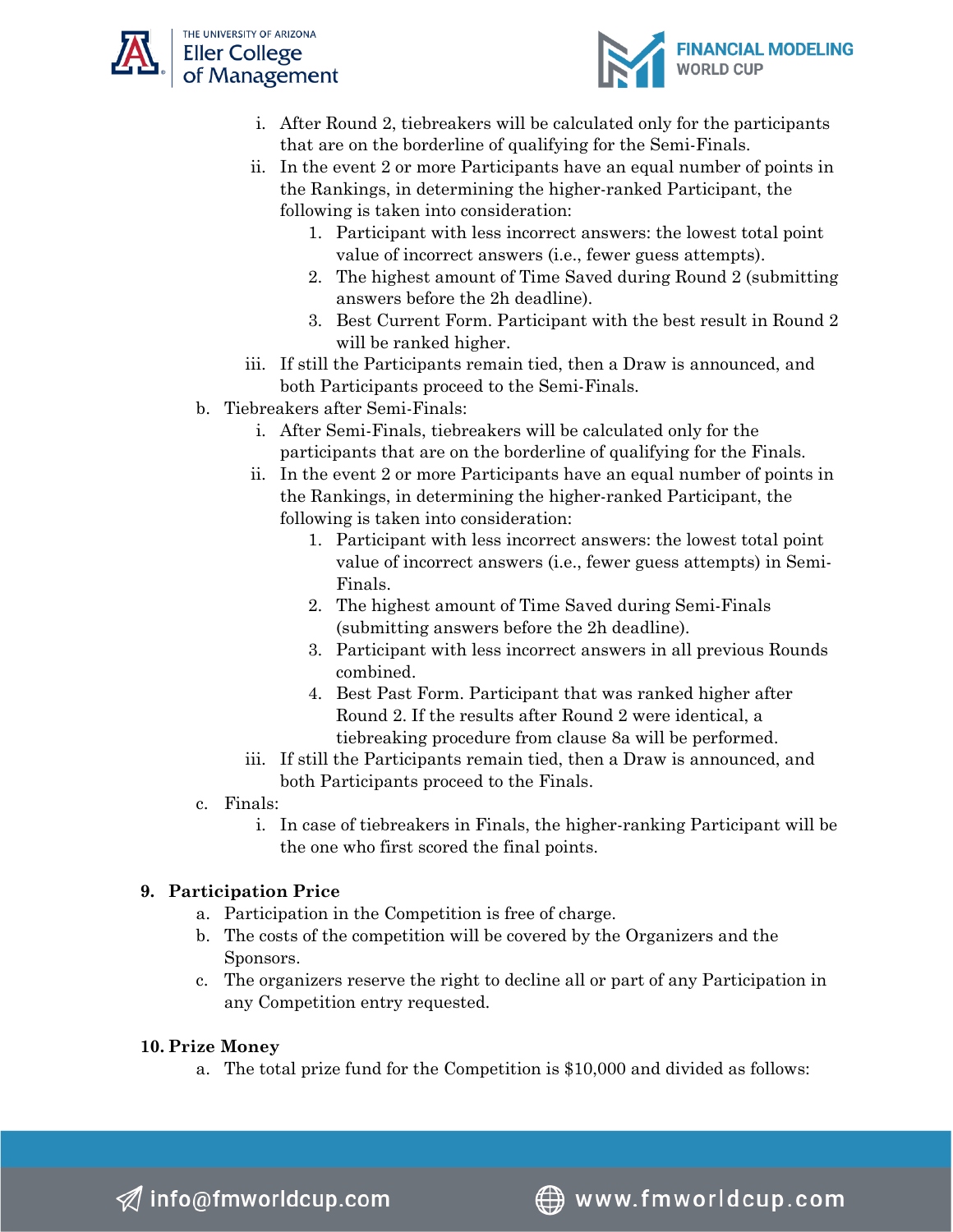i. After Round 2, tiebreakers will be calculated only for the participants that are on the borderline of qualifying for the Semi-Finals.

ii. In the event 2 or more Participants have an equal number of points in the Rankings, in determining the higher-ranked Participant, the following is taken into consideration:

1. Participant with less incorrect answers: the lowest total point value of incorrect answers (i.e., fewer guess attempts).
2. The highest amount of Time Saved during Round 2 (submitting answers before the 2h deadline).
3. Best Current Form. Participant with the best result in Round 2 will be ranked higher.

iii. If still the Participants remain tied, then a Draw is announced, and both Participants proceed to the Semi-Finals.

b. Tiebreakers after Semi-Finals:

i. After Semi-Finals, tiebreakers will be calculated only for the participants that are on the borderline of qualifying for the Finals.

ii. In the event 2 or more Participants have an equal number of points in the Rankings, in determining the higher-ranked Participant, the following is taken into consideration:

1. Participant with less incorrect answers: the lowest total point value of incorrect answers (i.e., fewer guess attempts) in Semi-Finals.
2. The highest amount of Time Saved during Semi-Finals (submitting answers before the 2h deadline).
3. Participant with less incorrect answers in all previous Rounds combined.
4. Best Past Form. Participant that was ranked higher after Round 2. If the results after Round 2 were identical, a tiebreaking procedure from clause 8a will be performed.

iii. If still the Participants remain tied, then a Draw is announced, and both Participants proceed to the Finals.

c. Finals:

i. In case of tiebreakers in Finals, the higher-ranking Participant will be the one who first scored the final points.

## 9. Participation Price

a. Participation in the Competition is free of charge.

b. The costs of the competition will be covered by the Organizers and the Sponsors.

c. The organizers reserve the right to decline all or part of any Participation in any Competition entry requested.

## 10. Prize Money

a. The total prize fund for the Competition is $10,000 and divided as follows: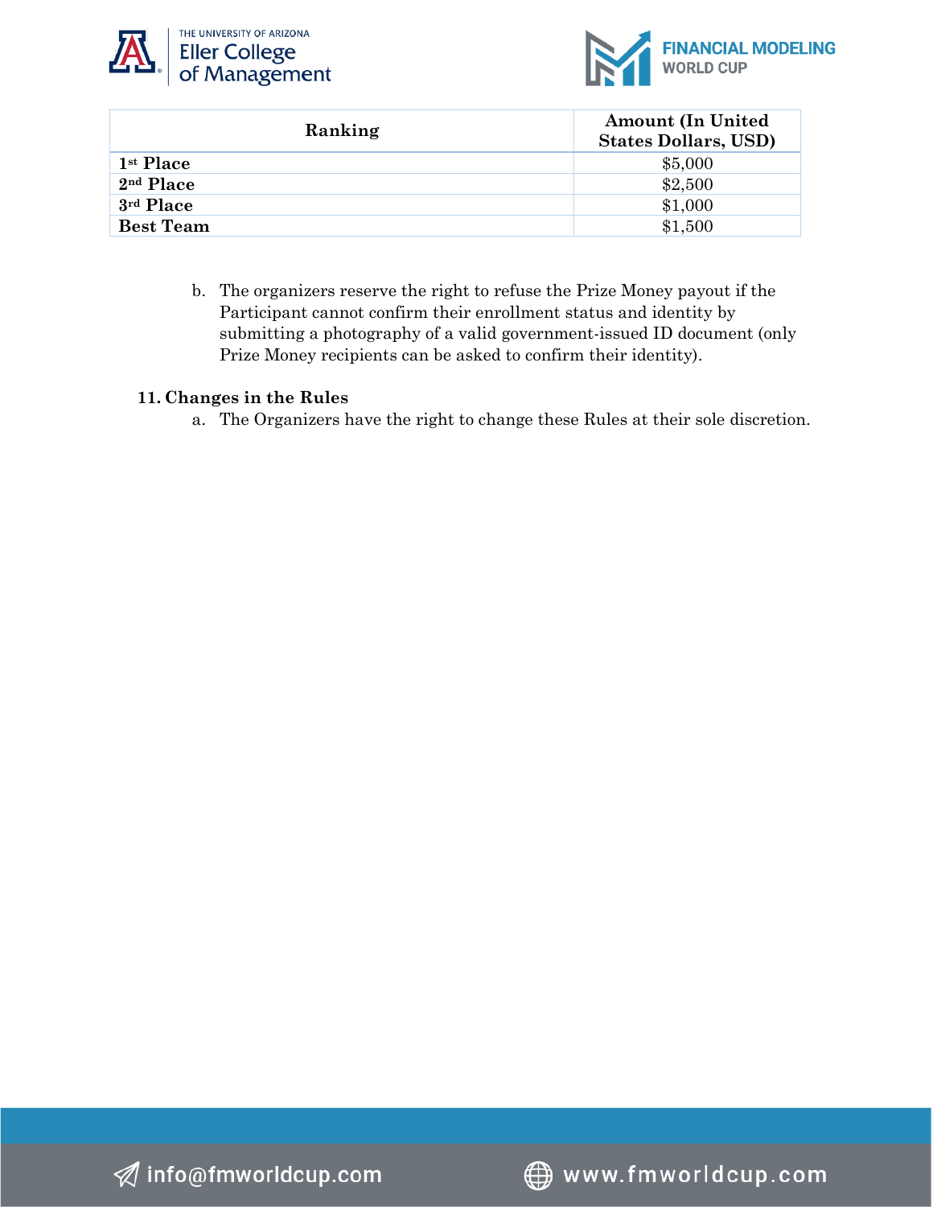| Ranking | Amount (In United States Dollars, USD) |
|---|---|
| **1st Place** | $5,000 |
| **2nd Place** | $2,500 |
| **3rd Place** | $1,000 |
| **Best Team** | $1,500 |

b. The organizers reserve the right to refuse the Prize Money payout if the Participant cannot confirm their enrollment status and identity by submitting a photography of a valid government-issued ID document (only Prize Money recipients can be asked to confirm their identity).

### 11. Changes in the Rules

a. The Organizers have the right to change these Rules at their sole discretion.